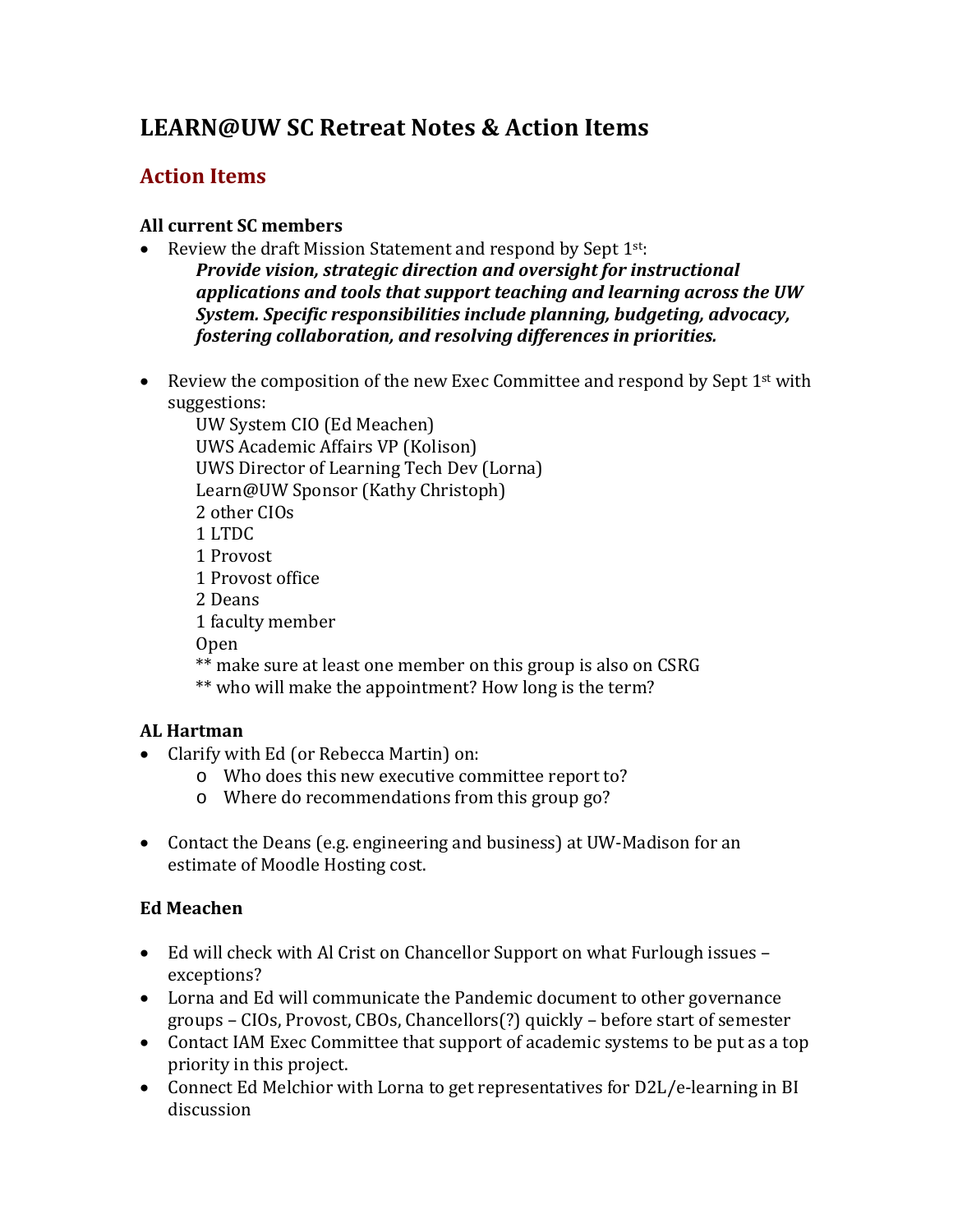# LEARN@UW SC Retreat Notes & Action Items

## Action Items

**All current SC members**

- Review the draft Mission Statement and respond by Sept 1st:
  ***Provide vision, strategic direction and oversight for instructional applications and tools that support teaching and learning across the UW System. Specific responsibilities include planning, budgeting, advocacy, fostering collaboration, and resolving differences in priorities.***

- Review the composition of the new Exec Committee and respond by Sept 1st with suggestions:
  UW System CIO (Ed Meachen)
  UWS Academic Affairs VP (Kolison)
  UWS Director of Learning Tech Dev (Lorna)
  Learn@UW Sponsor (Kathy Christoph)
  2 other CIOs
  1 LTDC
  1 Provost
  1 Provost office
  2 Deans
  1 faculty member
  Open
  ** make sure at least one member on this group is also on CSRG
  ** who will make the appointment? How long is the term?

**AL Hartman**

- Clarify with Ed (or Rebecca Martin) on:
  - Who does this new executive committee report to?
  - Where do recommendations from this group go?

- Contact the Deans (e.g. engineering and business) at UW-Madison for an estimate of Moodle Hosting cost.

**Ed Meachen**

- Ed will check with Al Crist on Chancellor Support on what Furlough issues – exceptions?
- Lorna and Ed will communicate the Pandemic document to other governance groups – CIOs, Provost, CBOs, Chancellors(?) quickly – before start of semester
- Contact IAM Exec Committee that support of academic systems to be put as a top priority in this project.
- Connect Ed Melchior with Lorna to get representatives for D2L/e-learning in BI discussion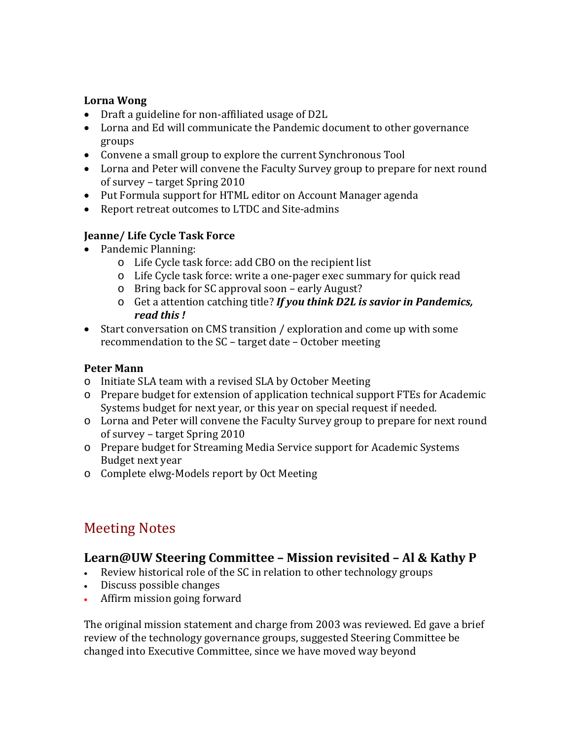**Lorna Wong**

- Draft a guideline for non-affiliated usage of D2L
- Lorna and Ed will communicate the Pandemic document to other governance groups
- Convene a small group to explore the current Synchronous Tool
- Lorna and Peter will convene the Faculty Survey group to prepare for next round of survey – target Spring 2010
- Put Formula support for HTML editor on Account Manager agenda
- Report retreat outcomes to LTDC and Site-admins

**Jeanne/ Life Cycle Task Force**

- Pandemic Planning:
    - Life Cycle task force: add CBO on the recipient list
    - Life Cycle task force: write a one-pager exec summary for quick read
    - Bring back for SC approval soon – early August?
    - Get a attention catching title? ***If you think D2L is savior in Pandemics, read this !***
- Start conversation on CMS transition / exploration and come up with some recommendation to the SC – target date – October meeting

**Peter Mann**

- Initiate SLA team with a revised SLA by October Meeting
- Prepare budget for extension of application technical support FTEs for Academic Systems budget for next year, or this year on special request if needed.
- Lorna and Peter will convene the Faculty Survey group to prepare for next round of survey – target Spring 2010
- Prepare budget for Streaming Media Service support for Academic Systems Budget next year
- Complete elwg-Models report by Oct Meeting

# Meeting Notes

## Learn@UW Steering Committee – Mission revisited – Al & Kathy P

- Review historical role of the SC in relation to other technology groups
- Discuss possible changes
- Affirm mission going forward

The original mission statement and charge from 2003 was reviewed. Ed gave a brief review of the technology governance groups, suggested Steering Committee be changed into Executive Committee, since we have moved way beyond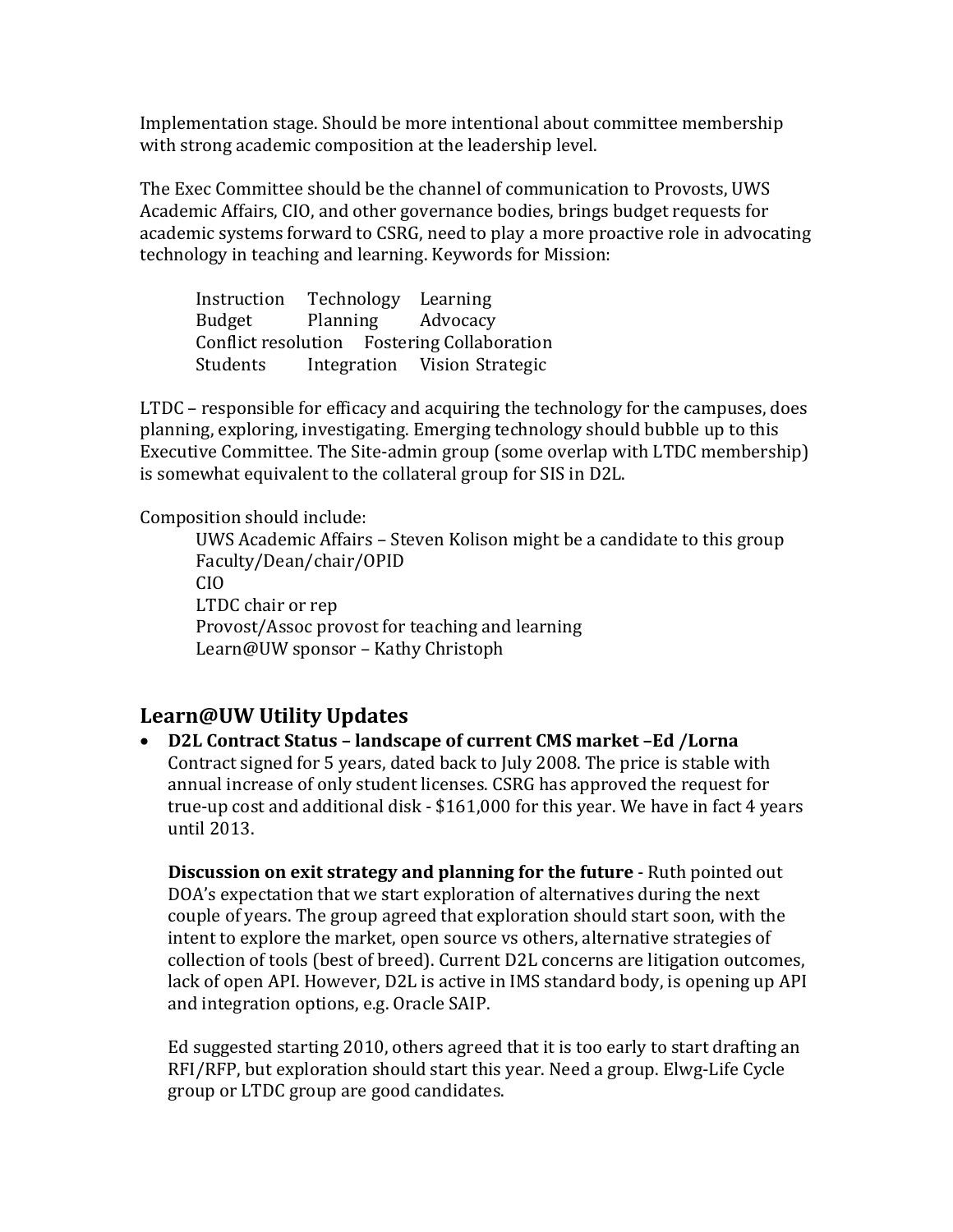Implementation stage. Should be more intentional about committee membership with strong academic composition at the leadership level.

The Exec Committee should be the channel of communication to Provosts, UWS Academic Affairs, CIO, and other governance bodies, brings budget requests for academic systems forward to CSRG, need to play a more proactive role in advocating technology in teaching and learning. Keywords for Mission:

> Instruction Technology Learning
> Budget Planning Advocacy
> Conflict resolution Fostering Collaboration
> Students Integration Vision Strategic

LTDC – responsible for efficacy and acquiring the technology for the campuses, does planning, exploring, investigating. Emerging technology should bubble up to this Executive Committee. The Site-admin group (some overlap with LTDC membership) is somewhat equivalent to the collateral group for SIS in D2L.

Composition should include:

> UWS Academic Affairs – Steven Kolison might be a candidate to this group
> Faculty/Dean/chair/OPID
> CIO
> LTDC chair or rep
> Provost/Assoc provost for teaching and learning
> Learn@UW sponsor – Kathy Christoph

## Learn@UW Utility Updates

- **D2L Contract Status – landscape of current CMS market –Ed /Lorna**
  Contract signed for 5 years, dated back to July 2008. The price is stable with annual increase of only student licenses. CSRG has approved the request for true-up cost and additional disk - $161,000 for this year. We have in fact 4 years until 2013.

  **Discussion on exit strategy and planning for the future** - Ruth pointed out DOA's expectation that we start exploration of alternatives during the next couple of years. The group agreed that exploration should start soon, with the intent to explore the market, open source vs others, alternative strategies of collection of tools (best of breed). Current D2L concerns are litigation outcomes, lack of open API. However, D2L is active in IMS standard body, is opening up API and integration options, e.g. Oracle SAIP.

  Ed suggested starting 2010, others agreed that it is too early to start drafting an RFI/RFP, but exploration should start this year. Need a group. Elwg-Life Cycle group or LTDC group are good candidates.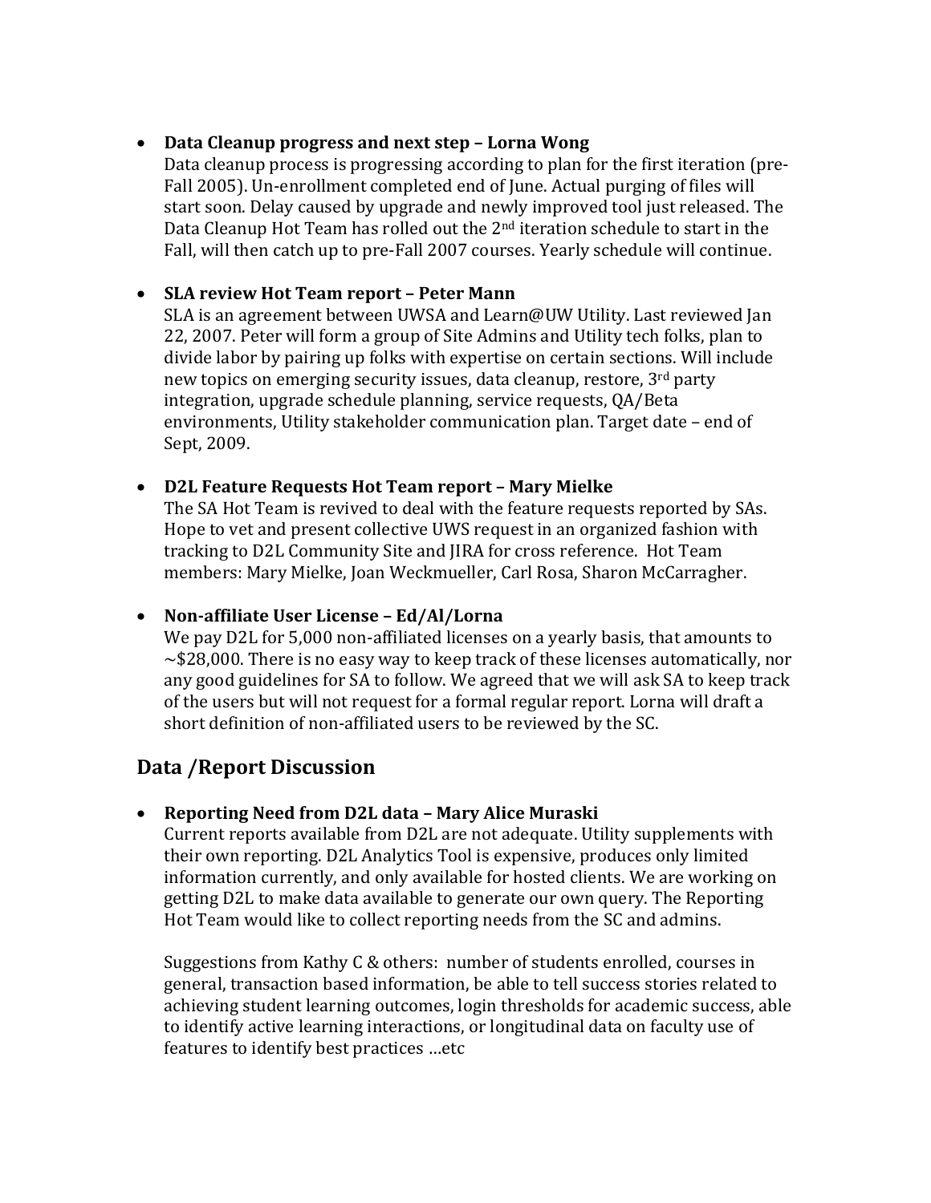- **Data Cleanup progress and next step – Lorna Wong**
  Data cleanup process is progressing according to plan for the first iteration (pre-Fall 2005). Un-enrollment completed end of June. Actual purging of files will start soon. Delay caused by upgrade and newly improved tool just released. The Data Cleanup Hot Team has rolled out the 2nd iteration schedule to start in the Fall, will then catch up to pre-Fall 2007 courses. Yearly schedule will continue.

- **SLA review Hot Team report – Peter Mann**
  SLA is an agreement between UWSA and Learn@UW Utility. Last reviewed Jan 22, 2007. Peter will form a group of Site Admins and Utility tech folks, plan to divide labor by pairing up folks with expertise on certain sections. Will include new topics on emerging security issues, data cleanup, restore, 3rd party integration, upgrade schedule planning, service requests, QA/Beta environments, Utility stakeholder communication plan. Target date – end of Sept, 2009.

- **D2L Feature Requests Hot Team report – Mary Mielke**
  The SA Hot Team is revived to deal with the feature requests reported by SAs. Hope to vet and present collective UWS request in an organized fashion with tracking to D2L Community Site and JIRA for cross reference. Hot Team members: Mary Mielke, Joan Weckmueller, Carl Rosa, Sharon McCarragher.

- **Non-affiliate User License – Ed/Al/Lorna**
  We pay D2L for 5,000 non-affiliated licenses on a yearly basis, that amounts to ~$28,000. There is no easy way to keep track of these licenses automatically, nor any good guidelines for SA to follow. We agreed that we will ask SA to keep track of the users but will not request for a formal regular report. Lorna will draft a short definition of non-affiliated users to be reviewed by the SC.

## Data /Report Discussion

- **Reporting Need from D2L data – Mary Alice Muraski**
  Current reports available from D2L are not adequate. Utility supplements with their own reporting. D2L Analytics Tool is expensive, produces only limited information currently, and only available for hosted clients. We are working on getting D2L to make data available to generate our own query. The Reporting Hot Team would like to collect reporting needs from the SC and admins.

  Suggestions from Kathy C & others: number of students enrolled, courses in general, transaction based information, be able to tell success stories related to achieving student learning outcomes, login thresholds for academic success, able to identify active learning interactions, or longitudinal data on faculty use of features to identify best practices …etc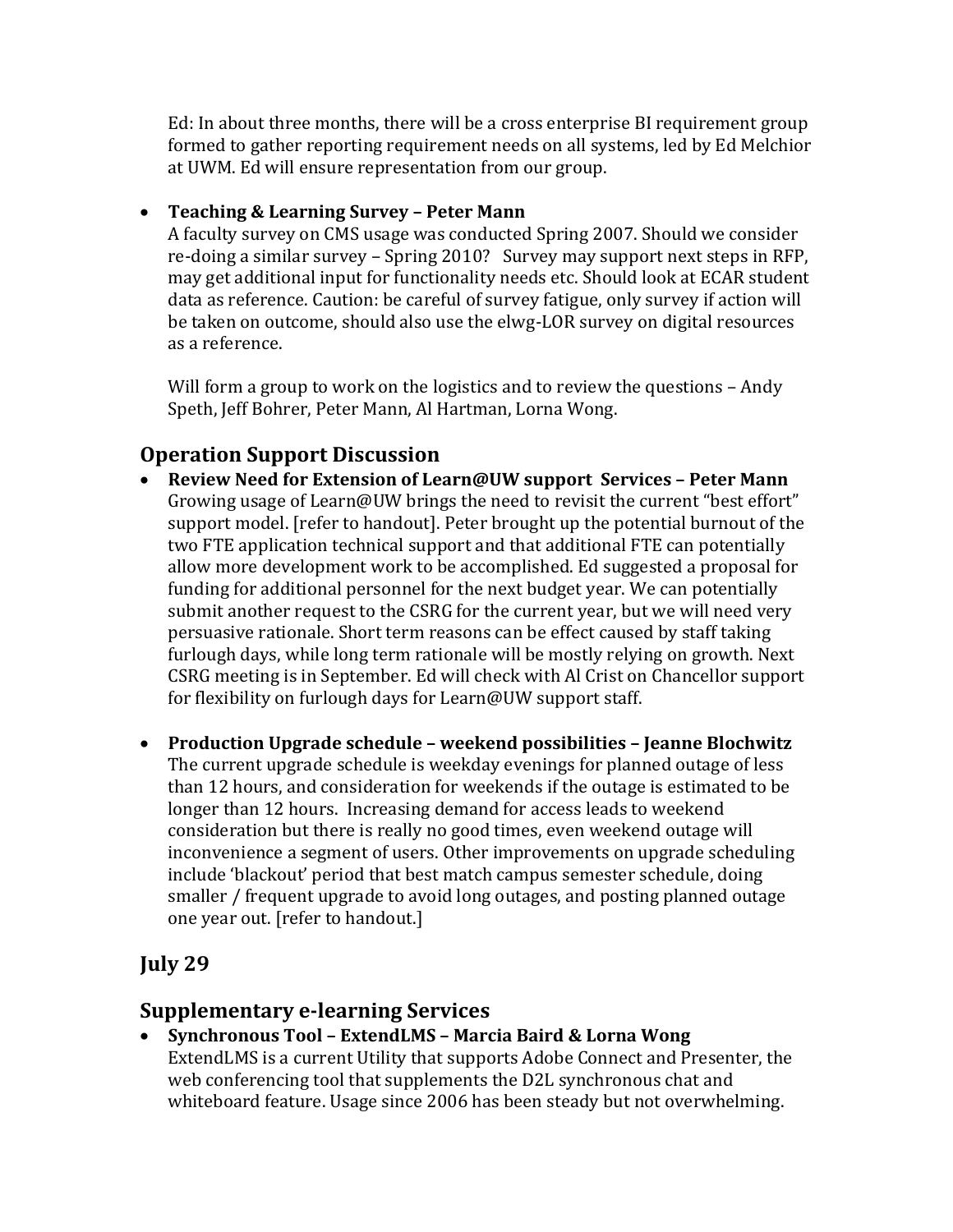Ed: In about three months, there will be a cross enterprise BI requirement group formed to gather reporting requirement needs on all systems, led by Ed Melchior at UWM. Ed will ensure representation from our group.

- **Teaching & Learning Survey – Peter Mann**
  A faculty survey on CMS usage was conducted Spring 2007. Should we consider re-doing a similar survey – Spring 2010? Survey may support next steps in RFP, may get additional input for functionality needs etc. Should look at ECAR student data as reference. Caution: be careful of survey fatigue, only survey if action will be taken on outcome, should also use the elwg-LOR survey on digital resources as a reference.

  Will form a group to work on the logistics and to review the questions – Andy Speth, Jeff Bohrer, Peter Mann, Al Hartman, Lorna Wong.

## Operation Support Discussion

- **Review Need for Extension of Learn@UW support Services – Peter Mann**
  Growing usage of Learn@UW brings the need to revisit the current "best effort" support model. [refer to handout]. Peter brought up the potential burnout of the two FTE application technical support and that additional FTE can potentially allow more development work to be accomplished. Ed suggested a proposal for funding for additional personnel for the next budget year. We can potentially submit another request to the CSRG for the current year, but we will need very persuasive rationale. Short term reasons can be effect caused by staff taking furlough days, while long term rationale will be mostly relying on growth. Next CSRG meeting is in September. Ed will check with Al Crist on Chancellor support for flexibility on furlough days for Learn@UW support staff.

- **Production Upgrade schedule – weekend possibilities – Jeanne Blochwitz**
  The current upgrade schedule is weekday evenings for planned outage of less than 12 hours, and consideration for weekends if the outage is estimated to be longer than 12 hours. Increasing demand for access leads to weekend consideration but there is really no good times, even weekend outage will inconvenience a segment of users. Other improvements on upgrade scheduling include 'blackout' period that best match campus semester schedule, doing smaller / frequent upgrade to avoid long outages, and posting planned outage one year out. [refer to handout.]

## July 29

## Supplementary e-learning Services

- **Synchronous Tool – ExtendLMS – Marcia Baird & Lorna Wong**
  ExtendLMS is a current Utility that supports Adobe Connect and Presenter, the web conferencing tool that supplements the D2L synchronous chat and whiteboard feature. Usage since 2006 has been steady but not overwhelming.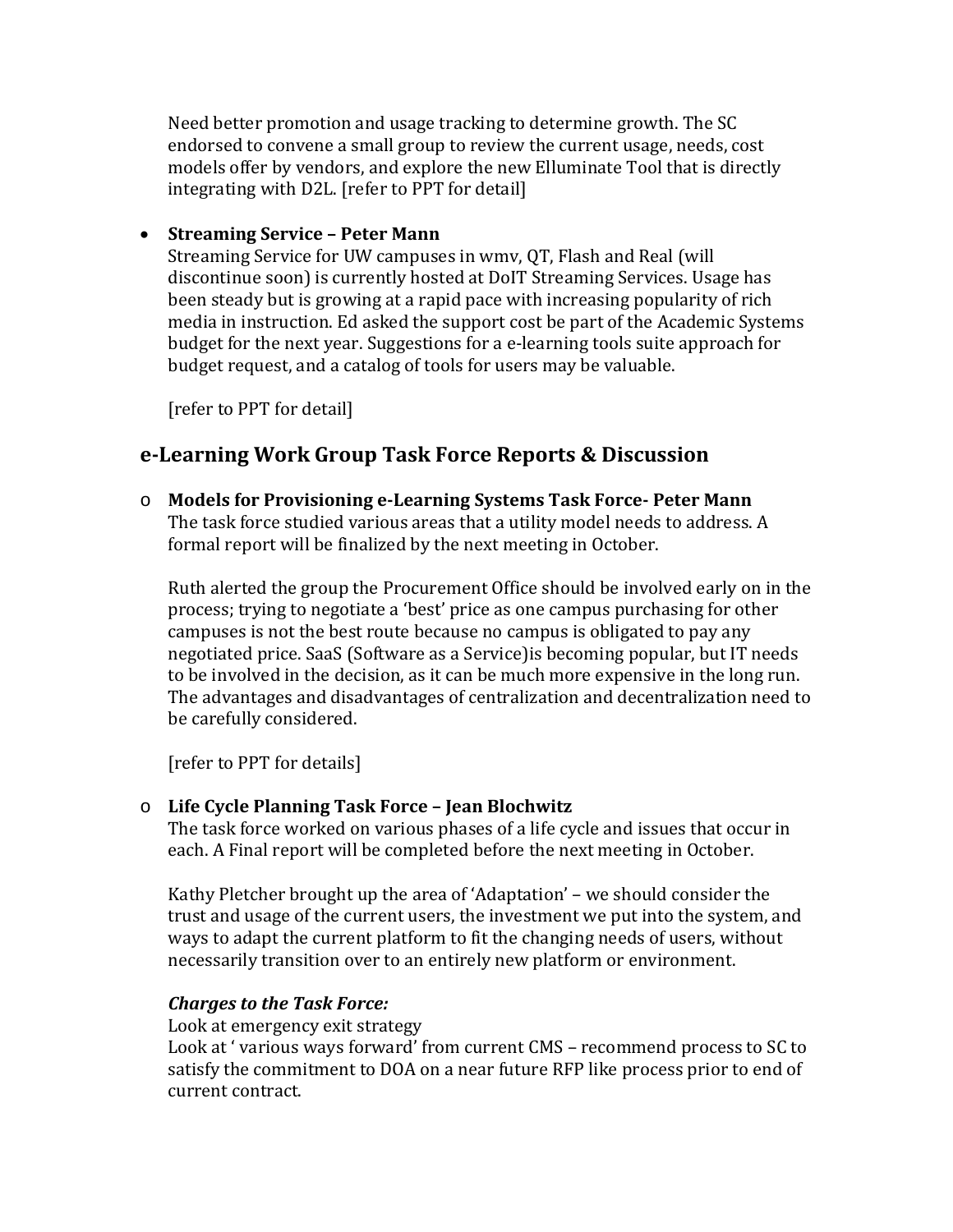Need better promotion and usage tracking to determine growth. The SC endorsed to convene a small group to review the current usage, needs, cost models offer by vendors, and explore the new Elluminate Tool that is directly integrating with D2L. [refer to PPT for detail]

- **Streaming Service – Peter Mann**
  Streaming Service for UW campuses in wmv, QT, Flash and Real (will discontinue soon) is currently hosted at DoIT Streaming Services. Usage has been steady but is growing at a rapid pace with increasing popularity of rich media in instruction. Ed asked the support cost be part of the Academic Systems budget for the next year. Suggestions for a e-learning tools suite approach for budget request, and a catalog of tools for users may be valuable.

  [refer to PPT for detail]

## e-Learning Work Group Task Force Reports & Discussion

- **Models for Provisioning e-Learning Systems Task Force- Peter Mann**
  The task force studied various areas that a utility model needs to address. A formal report will be finalized by the next meeting in October.

  Ruth alerted the group the Procurement Office should be involved early on in the process; trying to negotiate a 'best' price as one campus purchasing for other campuses is not the best route because no campus is obligated to pay any negotiated price. SaaS (Software as a Service)is becoming popular, but IT needs to be involved in the decision, as it can be much more expensive in the long run. The advantages and disadvantages of centralization and decentralization need to be carefully considered.

  [refer to PPT for details]

- **Life Cycle Planning Task Force – Jean Blochwitz**
  The task force worked on various phases of a life cycle and issues that occur in each. A Final report will be completed before the next meeting in October.

  Kathy Pletcher brought up the area of 'Adaptation' – we should consider the trust and usage of the current users, the investment we put into the system, and ways to adapt the current platform to fit the changing needs of users, without necessarily transition over to an entirely new platform or environment.

  ***Charges to the Task Force:***
  Look at emergency exit strategy
  Look at ' various ways forward' from current CMS – recommend process to SC to satisfy the commitment to DOA on a near future RFP like process prior to end of current contract.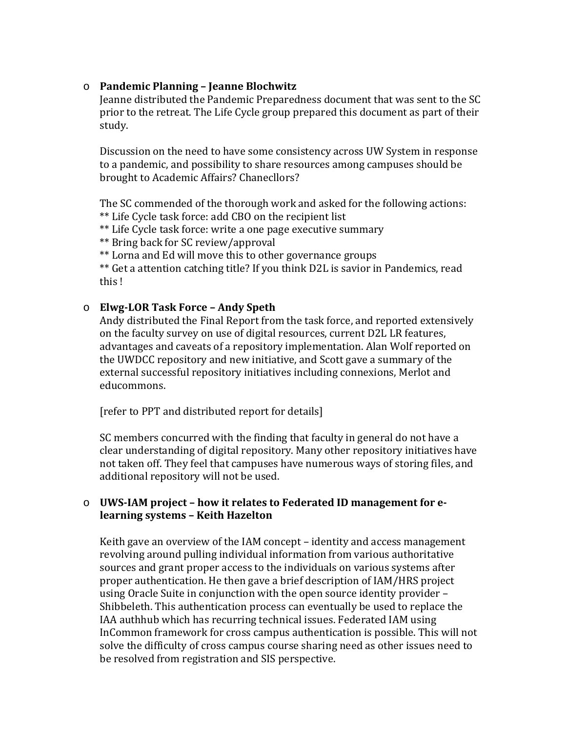- **Pandemic Planning – Jeanne Blochwitz**

  Jeanne distributed the Pandemic Preparedness document that was sent to the SC prior to the retreat. The Life Cycle group prepared this document as part of their study.

  Discussion on the need to have some consistency across UW System in response to a pandemic, and possibility to share resources among campuses should be brought to Academic Affairs? Chanecllors?

  The SC commended of the thorough work and asked for the following actions:
  ** Life Cycle task force: add CBO on the recipient list
  ** Life Cycle task force: write a one page executive summary
  ** Bring back for SC review/approval
  ** Lorna and Ed will move this to other governance groups
  ** Get a attention catching title? If you think D2L is savior in Pandemics, read this !

- **Elwg-LOR Task Force – Andy Speth**

  Andy distributed the Final Report from the task force, and reported extensively on the faculty survey on use of digital resources, current D2L LR features, advantages and caveats of a repository implementation. Alan Wolf reported on the UWDCC repository and new initiative, and Scott gave a summary of the external successful repository initiatives including connexions, Merlot and educommons.

  [refer to PPT and distributed report for details]

  SC members concurred with the finding that faculty in general do not have a clear understanding of digital repository. Many other repository initiatives have not taken off. They feel that campuses have numerous ways of storing files, and additional repository will not be used.

- **UWS-IAM project – how it relates to Federated ID management for e-learning systems – Keith Hazelton**

  Keith gave an overview of the IAM concept – identity and access management revolving around pulling individual information from various authoritative sources and grant proper access to the individuals on various systems after proper authentication. He then gave a brief description of IAM/HRS project using Oracle Suite in conjunction with the open source identity provider – Shibbeleth. This authentication process can eventually be used to replace the IAA authhub which has recurring technical issues. Federated IAM using InCommon framework for cross campus authentication is possible. This will not solve the difficulty of cross campus course sharing need as other issues need to be resolved from registration and SIS perspective.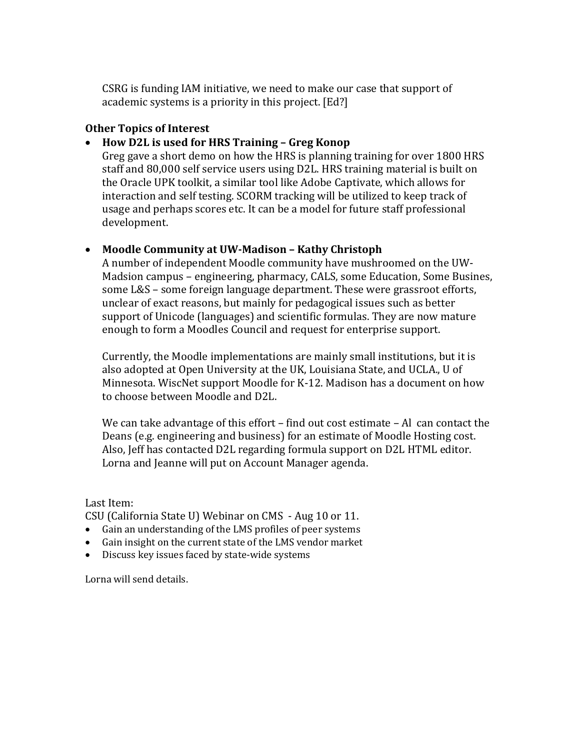CSRG is funding IAM initiative, we need to make our case that support of academic systems is a priority in this project. [Ed?]

**Other Topics of Interest**

- **How D2L is used for HRS Training – Greg Konop**
  Greg gave a short demo on how the HRS is planning training for over 1800 HRS staff and 80,000 self service users using D2L. HRS training material is built on the Oracle UPK toolkit, a similar tool like Adobe Captivate, which allows for interaction and self testing. SCORM tracking will be utilized to keep track of usage and perhaps scores etc. It can be a model for future staff professional development.

- **Moodle Community at UW-Madison – Kathy Christoph**
  A number of independent Moodle community have mushroomed on the UW-Madsion campus – engineering, pharmacy, CALS, some Education, Some Busines, some L&S – some foreign language department. These were grassroot efforts, unclear of exact reasons, but mainly for pedagogical issues such as better support of Unicode (languages) and scientific formulas. They are now mature enough to form a Moodles Council and request for enterprise support.

  Currently, the Moodle implementations are mainly small institutions, but it is also adopted at Open University at the UK, Louisiana State, and UCLA., U of Minnesota. WiscNet support Moodle for K-12. Madison has a document on how to choose between Moodle and D2L.

  We can take advantage of this effort – find out cost estimate – Al can contact the Deans (e.g. engineering and business) for an estimate of Moodle Hosting cost. Also, Jeff has contacted D2L regarding formula support on D2L HTML editor. Lorna and Jeanne will put on Account Manager agenda.

Last Item:
CSU (California State U) Webinar on CMS - Aug 10 or 11.

- Gain an understanding of the LMS profiles of peer systems
- Gain insight on the current state of the LMS vendor market
- Discuss key issues faced by state-wide systems

Lorna will send details.